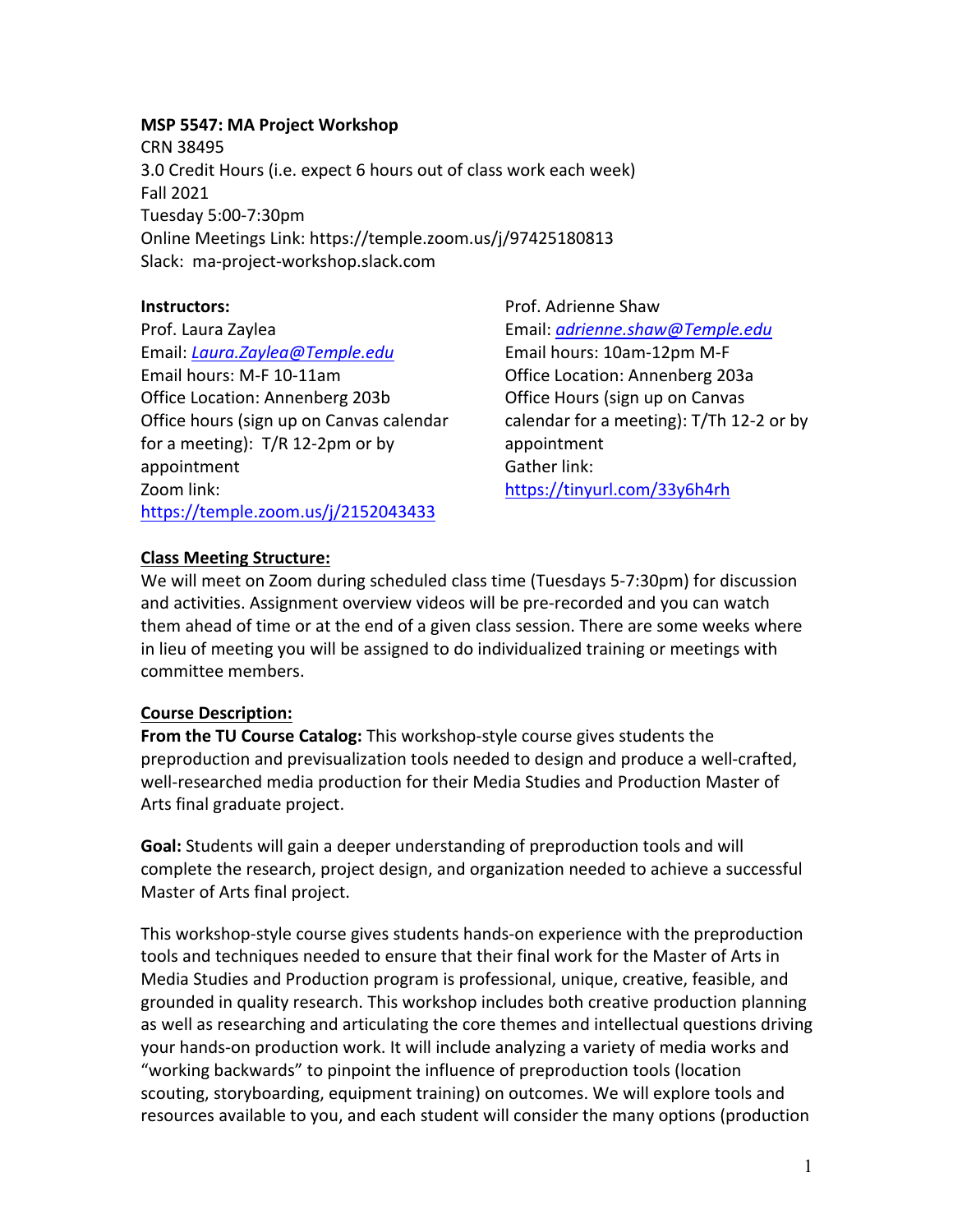**MSP 5547: MA Project Workshop**
CRN 38495
3.0 Credit Hours (i.e. expect 6 hours out of class work each week)
Fall 2021
Tuesday 5:00-7:30pm
Online Meetings Link: https://temple.zoom.us/j/97425180813
Slack: ma-project-workshop.slack.com

**Instructors:**

Prof. Laura Zaylea
Email: *Laura.Zaylea@Temple.edu*
Email hours: M-F 10-11am
Office Location: Annenberg 203b
Office hours (sign up on Canvas calendar for a meeting): T/R 12-2pm or by appointment
Zoom link: https://temple.zoom.us/j/2152043433

Prof. Adrienne Shaw
Email: *adrienne.shaw@Temple.edu*
Email hours: 10am-12pm M-F
Office Location: Annenberg 203a
Office Hours (sign up on Canvas calendar for a meeting): T/Th 12-2 or by appointment
Gather link: https://tinyurl.com/33y6h4rh

**Class Meeting Structure:**

We will meet on Zoom during scheduled class time (Tuesdays 5-7:30pm) for discussion and activities. Assignment overview videos will be pre-recorded and you can watch them ahead of time or at the end of a given class session. There are some weeks where in lieu of meeting you will be assigned to do individualized training or meetings with committee members.

**Course Description:**

**From the TU Course Catalog:** This workshop-style course gives students the preproduction and previsualization tools needed to design and produce a well-crafted, well-researched media production for their Media Studies and Production Master of Arts final graduate project.

**Goal:** Students will gain a deeper understanding of preproduction tools and will complete the research, project design, and organization needed to achieve a successful Master of Arts final project.

This workshop-style course gives students hands-on experience with the preproduction tools and techniques needed to ensure that their final work for the Master of Arts in Media Studies and Production program is professional, unique, creative, feasible, and grounded in quality research. This workshop includes both creative production planning as well as researching and articulating the core themes and intellectual questions driving your hands-on production work. It will include analyzing a variety of media works and "working backwards" to pinpoint the influence of preproduction tools (location scouting, storyboarding, equipment training) on outcomes. We will explore tools and resources available to you, and each student will consider the many options (production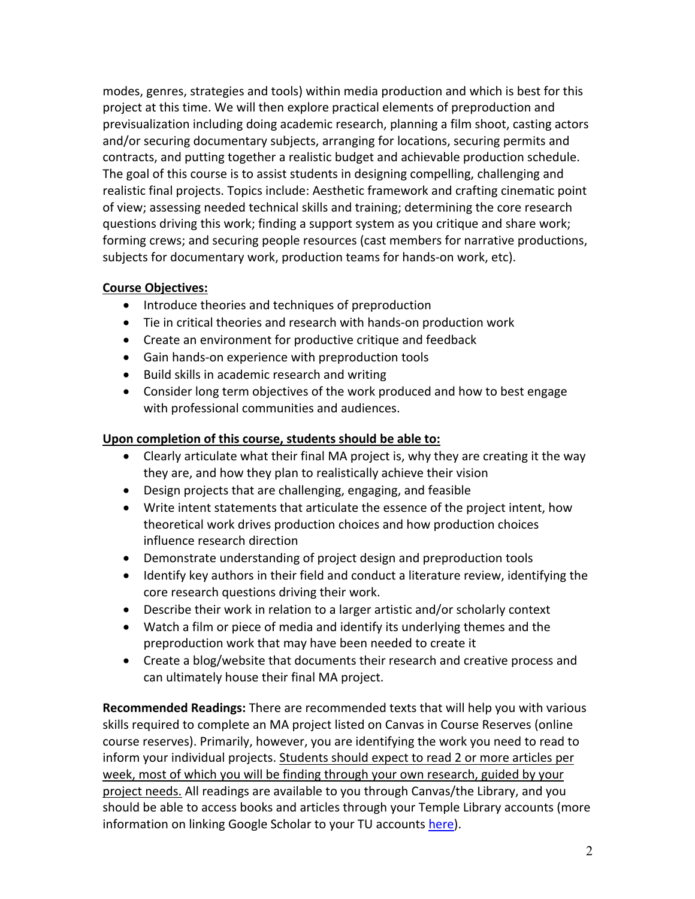modes, genres, strategies and tools) within media production and which is best for this project at this time. We will then explore practical elements of preproduction and previsualization including doing academic research, planning a film shoot, casting actors and/or securing documentary subjects, arranging for locations, securing permits and contracts, and putting together a realistic budget and achievable production schedule. The goal of this course is to assist students in designing compelling, challenging and realistic final projects. Topics include: Aesthetic framework and crafting cinematic point of view; assessing needed technical skills and training; determining the core research questions driving this work; finding a support system as you critique and share work; forming crews; and securing people resources (cast members for narrative productions, subjects for documentary work, production teams for hands-on work, etc).

**Course Objectives:**

- Introduce theories and techniques of preproduction
- Tie in critical theories and research with hands-on production work
- Create an environment for productive critique and feedback
- Gain hands-on experience with preproduction tools
- Build skills in academic research and writing
- Consider long term objectives of the work produced and how to best engage with professional communities and audiences.

**Upon completion of this course, students should be able to:**

- Clearly articulate what their final MA project is, why they are creating it the way they are, and how they plan to realistically achieve their vision
- Design projects that are challenging, engaging, and feasible
- Write intent statements that articulate the essence of the project intent, how theoretical work drives production choices and how production choices influence research direction
- Demonstrate understanding of project design and preproduction tools
- Identify key authors in their field and conduct a literature review, identifying the core research questions driving their work.
- Describe their work in relation to a larger artistic and/or scholarly context
- Watch a film or piece of media and identify its underlying themes and the preproduction work that may have been needed to create it
- Create a blog/website that documents their research and creative process and can ultimately house their final MA project.

**Recommended Readings:** There are recommended texts that will help you with various skills required to complete an MA project listed on Canvas in Course Reserves (online course reserves). Primarily, however, you are identifying the work you need to read to inform your individual projects. Students should expect to read 2 or more articles per week, most of which you will be finding through your own research, guided by your project needs. All readings are available to you through Canvas/the Library, and you should be able to access books and articles through your Temple Library accounts (more information on linking Google Scholar to your TU accounts here).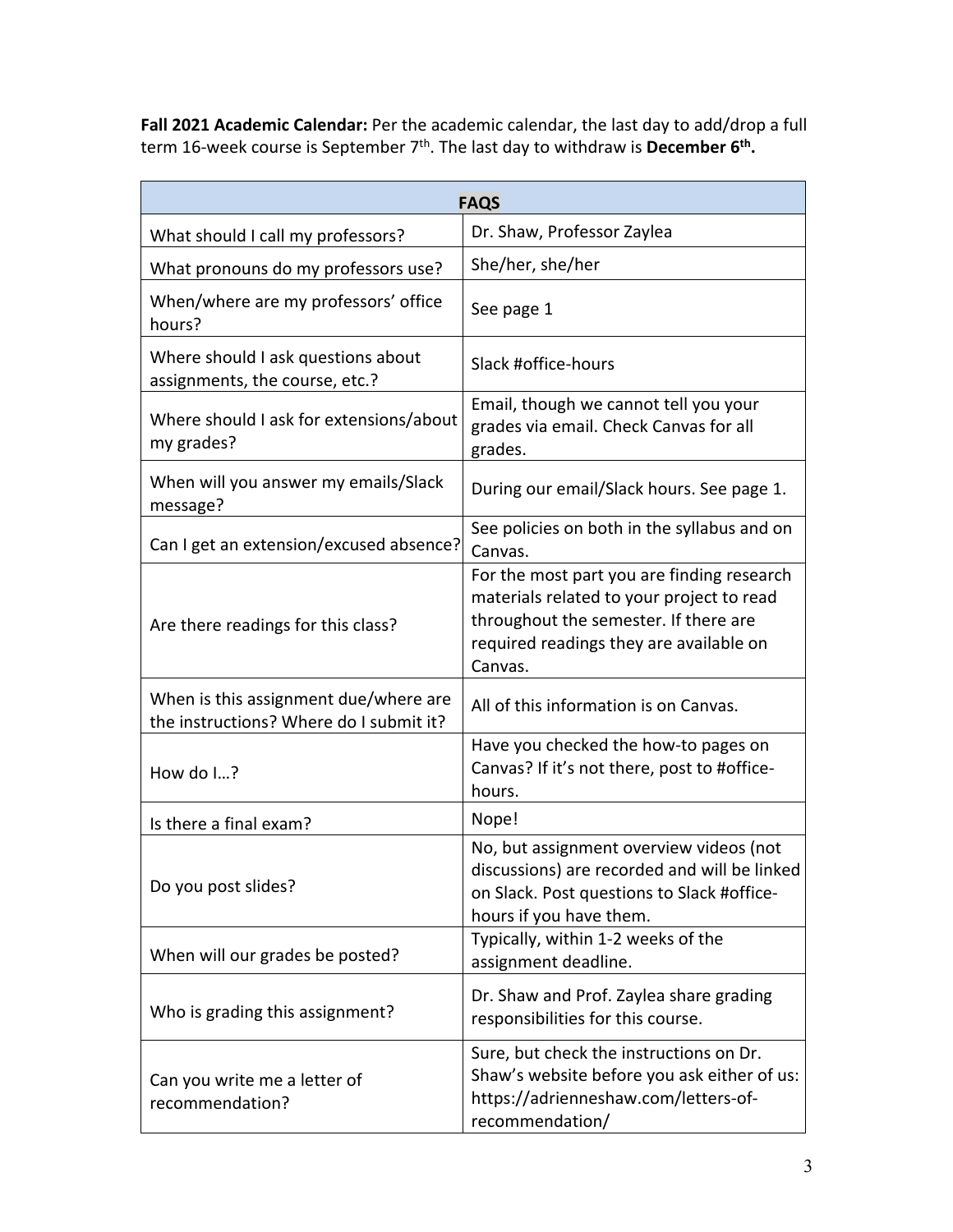**Fall 2021 Academic Calendar:** Per the academic calendar, the last day to add/drop a full term 16-week course is September 7th. The last day to withdraw is **December 6th.**

| FAQS | |
|---|---|
| What should I call my professors? | Dr. Shaw, Professor Zaylea |
| What pronouns do my professors use? | She/her, she/her |
| When/where are my professors' office hours? | See page 1 |
| Where should I ask questions about assignments, the course, etc.? | Slack #office-hours |
| Where should I ask for extensions/about my grades? | Email, though we cannot tell you your grades via email. Check Canvas for all grades. |
| When will you answer my emails/Slack message? | During our email/Slack hours. See page 1. |
| Can I get an extension/excused absence? | See policies on both in the syllabus and on Canvas. |
| Are there readings for this class? | For the most part you are finding research materials related to your project to read throughout the semester. If there are required readings they are available on Canvas. |
| When is this assignment due/where are the instructions? Where do I submit it? | All of this information is on Canvas. |
| How do I…? | Have you checked the how-to pages on Canvas? If it's not there, post to #office-hours. |
| Is there a final exam? | Nope! |
| Do you post slides? | No, but assignment overview videos (not discussions) are recorded and will be linked on Slack. Post questions to Slack #office-hours if you have them. |
| When will our grades be posted? | Typically, within 1-2 weeks of the assignment deadline. |
| Who is grading this assignment? | Dr. Shaw and Prof. Zaylea share grading responsibilities for this course. |
| Can you write me a letter of recommendation? | Sure, but check the instructions on Dr. Shaw's website before you ask either of us: https://adrienneshaw.com/letters-of-recommendation/ |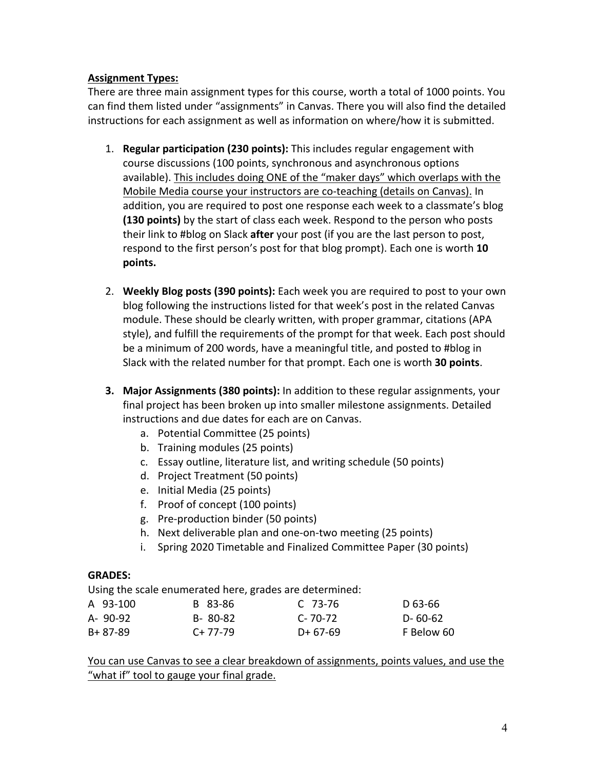**Assignment Types:**

There are three main assignment types for this course, worth a total of 1000 points. You can find them listed under "assignments" in Canvas. There you will also find the detailed instructions for each assignment as well as information on where/how it is submitted.

1. **Regular participation (230 points):** This includes regular engagement with course discussions (100 points, synchronous and asynchronous options available). This includes doing ONE of the "maker days" which overlaps with the Mobile Media course your instructors are co-teaching (details on Canvas). In addition, you are required to post one response each week to a classmate's blog **(130 points)** by the start of class each week. Respond to the person who posts their link to #blog on Slack **after** your post (if you are the last person to post, respond to the first person's post for that blog prompt). Each one is worth **10 points.**

2. **Weekly Blog posts (390 points):** Each week you are required to post to your own blog following the instructions listed for that week's post in the related Canvas module. These should be clearly written, with proper grammar, citations (APA style), and fulfill the requirements of the prompt for that week. Each post should be a minimum of 200 words, have a meaningful title, and posted to #blog in Slack with the related number for that prompt. Each one is worth **30 points**.

3. **Major Assignments (380 points):** In addition to these regular assignments, your final project has been broken up into smaller milestone assignments. Detailed instructions and due dates for each are on Canvas.
   a. Potential Committee (25 points)
   b. Training modules (25 points)
   c. Essay outline, literature list, and writing schedule (50 points)
   d. Project Treatment (50 points)
   e. Initial Media (25 points)
   f. Proof of concept (100 points)
   g. Pre-production binder (50 points)
   h. Next deliverable plan and one-on-two meeting (25 points)
   i. Spring 2020 Timetable and Finalized Committee Paper (30 points)

**GRADES:**

Using the scale enumerated here, grades are determined:

| | | | |
|---|---|---|---|
| A 93-100 | B 83-86 | C 73-76 | D 63-66 |
| A- 90-92 | B- 80-82 | C- 70-72 | D- 60-62 |
| B+ 87-89 | C+ 77-79 | D+ 67-69 | F Below 60 |

You can use Canvas to see a clear breakdown of assignments, points values, and use the "what if" tool to gauge your final grade.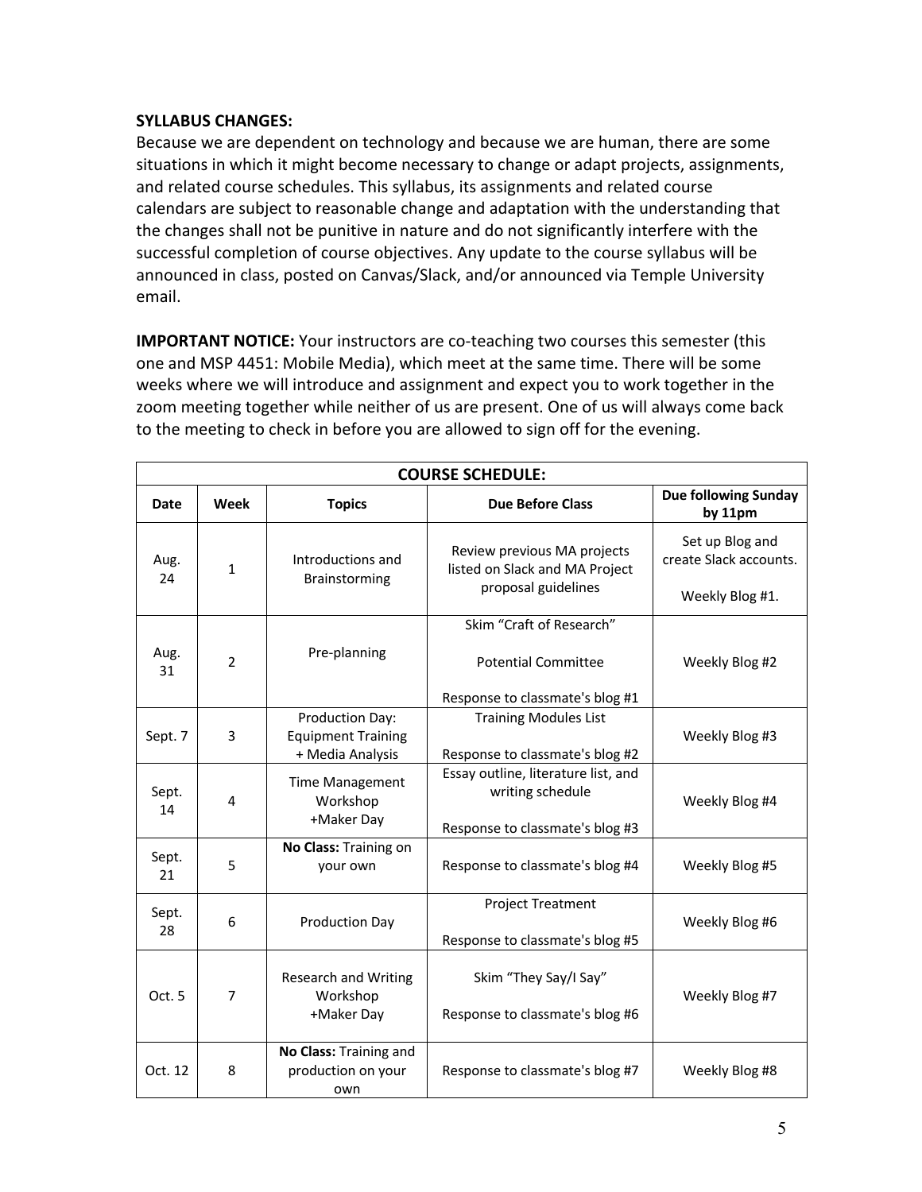**SYLLABUS CHANGES:**
Because we are dependent on technology and because we are human, there are some situations in which it might become necessary to change or adapt projects, assignments, and related course schedules. This syllabus, its assignments and related course calendars are subject to reasonable change and adaptation with the understanding that the changes shall not be punitive in nature and do not significantly interfere with the successful completion of course objectives. Any update to the course syllabus will be announced in class, posted on Canvas/Slack, and/or announced via Temple University email.

**IMPORTANT NOTICE:** Your instructors are co-teaching two courses this semester (this one and MSP 4451: Mobile Media), which meet at the same time. There will be some weeks where we will introduce and assignment and expect you to work together in the zoom meeting together while neither of us are present. One of us will always come back to the meeting to check in before you are allowed to sign off for the evening.

| **COURSE SCHEDULE:** | | | | |
|---|---|---|---|---|
| **Date** | **Week** | **Topics** | **Due Before Class** | **Due following Sunday by 11pm** |
| Aug. 24 | 1 | Introductions and Brainstorming | Review previous MA projects listed on Slack and MA Project proposal guidelines | Set up Blog and create Slack accounts.<br><br>Weekly Blog #1. |
| Aug. 31 | 2 | Pre-planning | Skim "Craft of Research"<br><br>Potential Committee<br><br>Response to classmate's blog #1 | Weekly Blog #2 |
| Sept. 7 | 3 | Production Day: Equipment Training + Media Analysis | Training Modules List<br><br>Response to classmate's blog #2 | Weekly Blog #3 |
| Sept. 14 | 4 | Time Management Workshop +Maker Day | Essay outline, literature list, and writing schedule<br><br>Response to classmate's blog #3 | Weekly Blog #4 |
| Sept. 21 | 5 | **No Class:** Training on your own | Response to classmate's blog #4 | Weekly Blog #5 |
| Sept. 28 | 6 | Production Day | Project Treatment<br><br>Response to classmate's blog #5 | Weekly Blog #6 |
| Oct. 5 | 7 | Research and Writing Workshop +Maker Day | Skim "They Say/I Say"<br><br>Response to classmate's blog #6 | Weekly Blog #7 |
| Oct. 12 | 8 | **No Class:** Training and production on your own | Response to classmate's blog #7 | Weekly Blog #8 |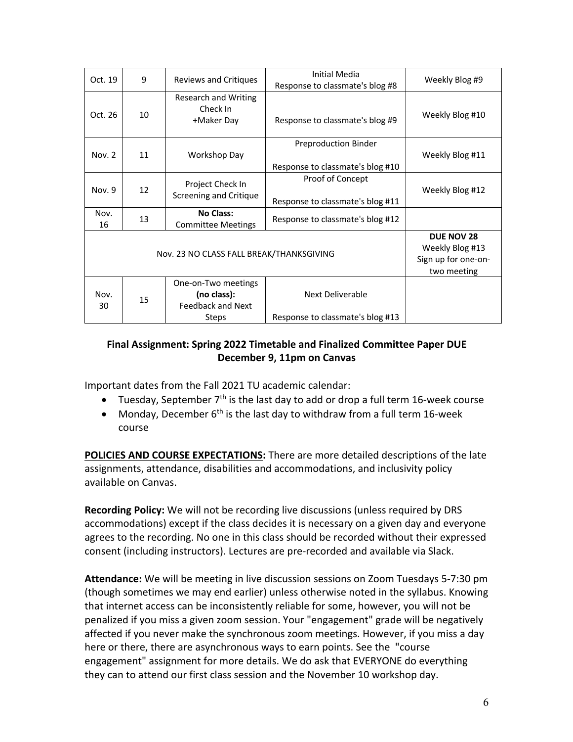| | | | | |
|---|---|---|---|---|
| Oct. 19 | 9 | Reviews and Critiques | Initial Media<br>Response to classmate's blog #8 | Weekly Blog #9 |
| Oct. 26 | 10 | Research and Writing Check In<br>+Maker Day | Response to classmate's blog #9 | Weekly Blog #10 |
| Nov. 2 | 11 | Workshop Day | Preproduction Binder<br><br>Response to classmate's blog #10 | Weekly Blog #11 |
| Nov. 9 | 12 | Project Check In<br>Screening and Critique | Proof of Concept<br><br>Response to classmate's blog #11 | Weekly Blog #12 |
| Nov. 16 | 13 | **No Class:**<br>Committee Meetings | Response to classmate's blog #12 | |
| Nov. 23 NO CLASS FALL BREAK/THANKSGIVING | | | | **DUE NOV 28**<br>Weekly Blog #13<br>Sign up for one-on-two meeting |
| Nov. 30 | 15 | One-on-Two meetings<br>**(no class):**<br>Feedback and Next Steps | Next Deliverable<br><br>Response to classmate's blog #13 | |

**Final Assignment: Spring 2022 Timetable and Finalized Committee Paper DUE December 9, 11pm on Canvas**

Important dates from the Fall 2021 TU academic calendar:

- Tuesday, September 7th is the last day to add or drop a full term 16-week course
- Monday, December 6th is the last day to withdraw from a full term 16-week course

**POLICIES AND COURSE EXPECTATIONS:** There are more detailed descriptions of the late assignments, attendance, disabilities and accommodations, and inclusivity policy available on Canvas.

**Recording Policy:** We will not be recording live discussions (unless required by DRS accommodations) except if the class decides it is necessary on a given day and everyone agrees to the recording. No one in this class should be recorded without their expressed consent (including instructors). Lectures are pre-recorded and available via Slack.

**Attendance:** We will be meeting in live discussion sessions on Zoom Tuesdays 5-7:30 pm (though sometimes we may end earlier) unless otherwise noted in the syllabus. Knowing that internet access can be inconsistently reliable for some, however, you will not be penalized if you miss a given zoom session. Your "engagement" grade will be negatively affected if you never make the synchronous zoom meetings. However, if you miss a day here or there, there are asynchronous ways to earn points. See the "course engagement" assignment for more details. We do ask that EVERYONE do everything they can to attend our first class session and the November 10 workshop day.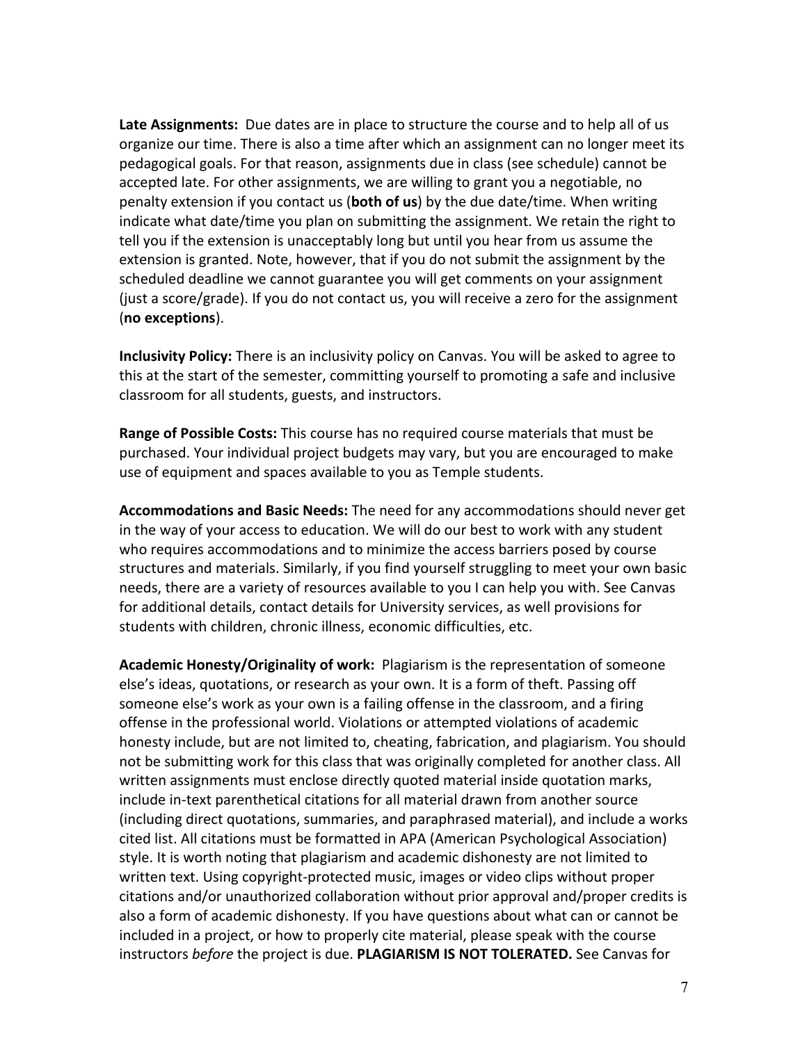**Late Assignments:** Due dates are in place to structure the course and to help all of us organize our time. There is also a time after which an assignment can no longer meet its pedagogical goals. For that reason, assignments due in class (see schedule) cannot be accepted late. For other assignments, we are willing to grant you a negotiable, no penalty extension if you contact us (**both of us**) by the due date/time. When writing indicate what date/time you plan on submitting the assignment. We retain the right to tell you if the extension is unacceptably long but until you hear from us assume the extension is granted. Note, however, that if you do not submit the assignment by the scheduled deadline we cannot guarantee you will get comments on your assignment (just a score/grade). If you do not contact us, you will receive a zero for the assignment (**no exceptions**).

**Inclusivity Policy:** There is an inclusivity policy on Canvas. You will be asked to agree to this at the start of the semester, committing yourself to promoting a safe and inclusive classroom for all students, guests, and instructors.

**Range of Possible Costs:** This course has no required course materials that must be purchased. Your individual project budgets may vary, but you are encouraged to make use of equipment and spaces available to you as Temple students.

**Accommodations and Basic Needs:** The need for any accommodations should never get in the way of your access to education. We will do our best to work with any student who requires accommodations and to minimize the access barriers posed by course structures and materials. Similarly, if you find yourself struggling to meet your own basic needs, there are a variety of resources available to you I can help you with. See Canvas for additional details, contact details for University services, as well provisions for students with children, chronic illness, economic difficulties, etc.

**Academic Honesty/Originality of work:** Plagiarism is the representation of someone else's ideas, quotations, or research as your own. It is a form of theft. Passing off someone else's work as your own is a failing offense in the classroom, and a firing offense in the professional world. Violations or attempted violations of academic honesty include, but are not limited to, cheating, fabrication, and plagiarism. You should not be submitting work for this class that was originally completed for another class. All written assignments must enclose directly quoted material inside quotation marks, include in-text parenthetical citations for all material drawn from another source (including direct quotations, summaries, and paraphrased material), and include a works cited list. All citations must be formatted in APA (American Psychological Association) style. It is worth noting that plagiarism and academic dishonesty are not limited to written text. Using copyright-protected music, images or video clips without proper citations and/or unauthorized collaboration without prior approval and/proper credits is also a form of academic dishonesty. If you have questions about what can or cannot be included in a project, or how to properly cite material, please speak with the course instructors *before* the project is due. **PLAGIARISM IS NOT TOLERATED.** See Canvas for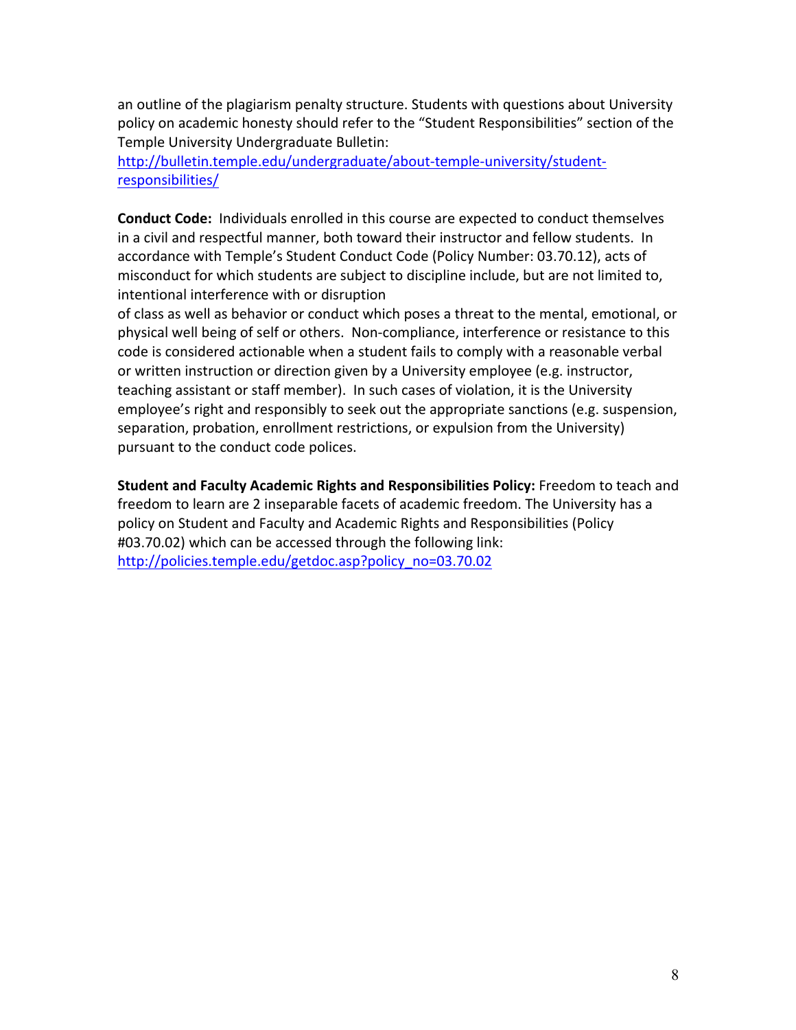an outline of the plagiarism penalty structure. Students with questions about University policy on academic honesty should refer to the "Student Responsibilities" section of the Temple University Undergraduate Bulletin: http://bulletin.temple.edu/undergraduate/about-temple-university/student-responsibilities/

**Conduct Code:** Individuals enrolled in this course are expected to conduct themselves in a civil and respectful manner, both toward their instructor and fellow students. In accordance with Temple's Student Conduct Code (Policy Number: 03.70.12), acts of misconduct for which students are subject to discipline include, but are not limited to, intentional interference with or disruption of class as well as behavior or conduct which poses a threat to the mental, emotional, or physical well being of self or others. Non-compliance, interference or resistance to this code is considered actionable when a student fails to comply with a reasonable verbal or written instruction or direction given by a University employee (e.g. instructor, teaching assistant or staff member). In such cases of violation, it is the University employee's right and responsibly to seek out the appropriate sanctions (e.g. suspension, separation, probation, enrollment restrictions, or expulsion from the University) pursuant to the conduct code polices.

**Student and Faculty Academic Rights and Responsibilities Policy:** Freedom to teach and freedom to learn are 2 inseparable facets of academic freedom. The University has a policy on Student and Faculty and Academic Rights and Responsibilities (Policy #03.70.02) which can be accessed through the following link: http://policies.temple.edu/getdoc.asp?policy_no=03.70.02